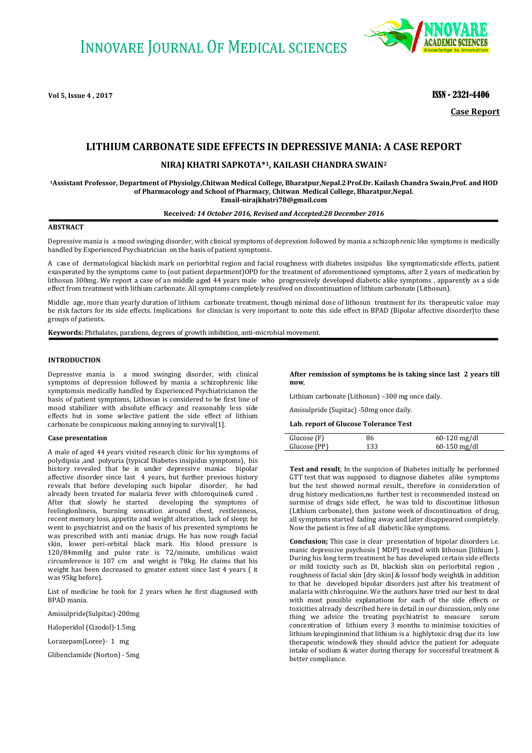INNOVARE JOURNAL OF MEDICAL SCIENCES

**Case Report**

# LITHIUM CARBONATE SIDE EFFECTS IN DEPRESSIVE MANIA: A CASE REPORT

**NIRAJ KHATRI SAPKOTA*[1], KAILASH CHANDRA SWAIN[2]**

**[1]Assistant Professor, Department of Physiolgy,Chitwan Medical College, Bharatpur,Nepal.[2]Prof.Dr. Kailash Chandra Swain,Prof. and HOD of Pharmacology and School of Pharmacy, Chitwan Medical College, Bharatpur,Nepal. Email-nirajkhatri78@gmail.com**

**Received***: 14 October 2016, Revised and Accepted:28 December 2016*

## ABSTRACT

Depressive mania is a mood swinging disorder, with clinical symptoms of depression followed by mania a schizophrenic like symptoms is medically handled by Experienced Psychiatrician on the basis of patient symptoms.

A case of dermatological blackish mark on periorbital region and facial roughness with diabetes insipidus like symptomaticside effects, patient exasperated by the symptoms came to (out patient department)OPD for the treatment of aforementioned symptoms, after 2 years of medication by lithosun 300mg. We report a case of an middle aged 44 years male who progressively developed diabetic alike symptoms , apparently as a side effect from treatment with lithium carbonate. All symptoms completely resolved on discontinuation of lithium carbonate (Lithosun).

Middle age, more than yearly duration of lithium carbonate treatment, though minimal dose of lithosun treatment for its therapeutic value may be risk factors for its side effects. Implications for clinician is very important to note this side effect in BPAD (Bipolar affective disorder)to these groups of patients.

**Keywords:** Phthalates, parabens, degrees of growth inhibition, anti-microbial movement.

## INTRODUCTION

Depressive mania is a mood swinging disorder, with clinical symptoms of depression followed by mania a schizophrenic like symptomsis medically handled by Experienced Psychiatricianon the basis of patient symptoms, Lithosun is considered to be first line of mood stabilizer with absolute efficacy and reasonably less side effects but in some selective patient the side effect of lithium carbonate be conspicuous making annoying to survival[1].

### Case presentation

A male of aged 44 years visited research clinic for his symptoms of polydipsia ,and polyuria (typical Diabetes insipidus symptoms), his history revealed that he is under depressive maniac bipolar affective disorder since last 4 years, but further previous history reveals that before developing such bipolar disorder, he had already been treated for malaria fever with chloroquine& cured . After that slowly he started developing the symptoms of feelinglonliness, burning sensation around chest, restlessness, recent memory loss, appetite and weight alteration, lack of sleep; he went to psychiatrist and on the basis of his presented symptoms he was prescribed with anti maniac drugs. He has now rough facial skin, lower peri-orbital black mark. His blood pressure is 120/84mmHg and pulse rate is 72/minute, umbilicus waist circumference is 107 cm and weight is 78kg. He claims that his weight has been decreased to greater extent since last 4 years ( it was 95kg before).

List of medicine he took for 2 years when he first diagnosed with BPAD mania.

Amisulpride(Sulpitac)-200mg

Haloperidol (Cizodol)-1.5mg

Lorazepam(Loree)- 1 mg

Glibenclamide (Norton) - 5mg

**After remission of symptoms he is taking since last 2 years till now**,

Lithium carbonate (Lithosun) –300 mg once daily.

Amisulpride (Supitac) -50mg once daily.

**Lab. report of Glucose Tolerance Test**

| | | |
|---|---|---|
| Glucose (F) | 86 | 60-120 mg/dl |
| Glucose (PP) | 133 | 60-150 mg/dl |

**Test and result**; In the suspicion of Diabetes initially he performed GTT test that was supposed to diagnose diabetes alike symptoms but the test showed normal result., therefore in consideration of drug history medication,no further test is recommended based on surmise of drugs side effect, he was told to discontinue lithosun (Lithium carbonate), then justone week of discontinuation of drug, all symptoms started fading away and later disappeared completely. Now the patient is free of all diabetic like symptoms.

**Conclusion;** This case is clear presentation of bipolar disorders i.e. manic depressive psychosis [ MDP] treated with lithosun [lithium ]. During his long term treatment he has developed certain side effects or mild toxicity such as DI, blackish skin on periorbital region , roughness of facial skin [dry skin] & lossof body weight& in addition to that he developed bipolar disorders just after his treatment of malaria with chloroquine. We the authors have tried our best to deal with most possible explanations for each of the side effects or toxicities already described here in detail in our discussion, only one thing we advice the treating psychiatrist to measure serum concentration of lithium every 3 months to minimise toxicities of lithium keepinginmind that lithium is a highlytoxic drug due its low therapeutic window& they should advice the patient for adequate intake of sodium & water during therapy for successful treatment & better compliance.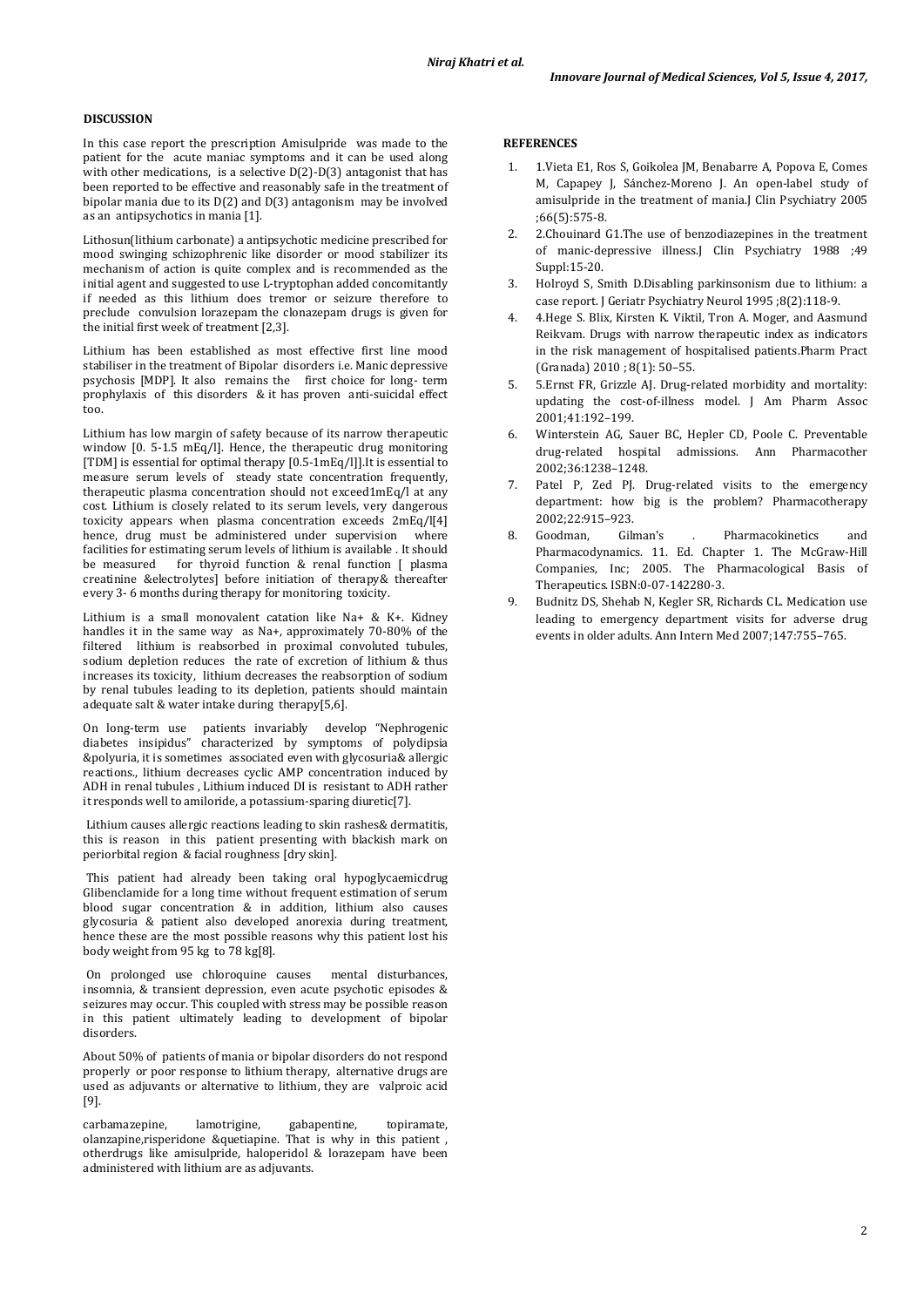## DISCUSSION

In this case report the prescription Amisulpride was made to the patient for the acute maniac symptoms and it can be used along with other medications, is a selective D(2)-D(3) antagonist that has been reported to be effective and reasonably safe in the treatment of bipolar mania due to its D(2) and D(3) antagonism may be involved as an antipsychotics in mania [1].

Lithosun(lithium carbonate) a antipsychotic medicine prescribed for mood swinging schizophrenic like disorder or mood stabilizer its mechanism of action is quite complex and is recommended as the initial agent and suggested to use L-tryptophan added concomitantly if needed as this lithium does tremor or seizure therefore to preclude convulsion lorazepam the clonazepam drugs is given for the initial first week of treatment [2,3].

Lithium has been established as most effective first line mood stabiliser in the treatment of Bipolar disorders i.e. Manic depressive psychosis [MDP]. It also remains the first choice for long- term prophylaxis of this disorders & it has proven anti-suicidal effect too.

Lithium has low margin of safety because of its narrow therapeutic window [0. 5-1.5 mEq/l]. Hence, the therapeutic drug monitoring [TDM] is essential for optimal therapy [0.5-1mEq/l]].It is essential to measure serum levels of steady state concentration frequently, therapeutic plasma concentration should not exceed1mEq/l at any cost. Lithium is closely related to its serum levels, very dangerous toxicity appears when plasma concentration exceeds 2mEq/l[4] hence, drug must be administered under supervision where facilities for estimating serum levels of lithium is available . It should be measured for thyroid function & renal function [ plasma creatinine &electrolytes] before initiation of therapy& thereafter every 3- 6 months during therapy for monitoring toxicity.

Lithium is a small monovalent catation like $Na^+$ & $K^+$. Kidney handles it in the same way as $Na^+$, approximately 70-80% of the filtered lithium is reabsorbed in proximal convoluted tubules, sodium depletion reduces the rate of excretion of lithium & thus increases its toxicity, lithium decreases the reabsorption of sodium by renal tubules leading to its depletion, patients should maintain adequate salt & water intake during therapy[5,6].

On long-term use patients invariably develop "Nephrogenic diabetes insipidus" characterized by symptoms of polydipsia &polyuria, it is sometimes associated even with glycosuria& allergic reactions., lithium decreases cyclic AMP concentration induced by ADH in renal tubules , Lithium induced DI is resistant to ADH rather it responds well to amiloride, a potassium-sparing diuretic[7].

Lithium causes allergic reactions leading to skin rashes& dermatitis, this is reason in this patient presenting with blackish mark on periorbital region & facial roughness [dry skin].

This patient had already been taking oral hypoglycaemicdrug Glibenclamide for a long time without frequent estimation of serum blood sugar concentration & in addition, lithium also causes glycosuria & patient also developed anorexia during treatment, hence these are the most possible reasons why this patient lost his body weight from 95 kg to 78 kg[8].

On prolonged use chloroquine causes mental disturbances, insomnia, & transient depression, even acute psychotic episodes & seizures may occur. This coupled with stress may be possible reason in this patient ultimately leading to development of bipolar disorders.

About 50% of patients of mania or bipolar disorders do not respond properly or poor response to lithium therapy, alternative drugs are used as adjuvants or alternative to lithium, they are valproic acid [9].

carbamazepine, lamotrigine, gabapentine, topiramate, olanzapine,risperidone &quetiapine. That is why in this patient , otherdrugs like amisulpride, haloperidol & lorazepam have been administered with lithium are as adjuvants.

## REFERENCES

1. 1.Vieta E1, Ros S, Goikolea JM, Benabarre A, Popova E, Comes M, Capapey J, Sánchez-Moreno J. An open-label study of amisulpride in the treatment of mania.J Clin Psychiatry 2005 ;66(5):575-8.
2. 2.Chouinard G1.The use of benzodiazepines in the treatment of manic-depressive illness.J Clin Psychiatry 1988 ;49 Suppl:15-20.
3. Holroyd S, Smith D.Disabling parkinsonism due to lithium: a case report. J Geriatr Psychiatry Neurol 1995 ;8(2):118-9.
4. 4.Hege S. Blix, Kirsten K. Viktil, Tron A. Moger, and Aasmund Reikvam. Drugs with narrow therapeutic index as indicators in the risk management of hospitalised patients.Pharm Pract (Granada) 2010 ; 8(1): 50–55.
5. 5.Ernst FR, Grizzle AJ. Drug-related morbidity and mortality: updating the cost-of-illness model. J Am Pharm Assoc 2001;41:192–199.
6. Winterstein AG, Sauer BC, Hepler CD, Poole C. Preventable drug-related hospital admissions. Ann Pharmacother 2002;36:1238–1248.
7. Patel P, Zed PJ. Drug-related visits to the emergency department: how big is the problem? Pharmacotherapy 2002;22:915–923.
8. Goodman, Gilman's . Pharmacokinetics and Pharmacodynamics. 11. Ed. Chapter 1. The McGraw-Hill Companies, Inc; 2005. The Pharmacological Basis of Therapeutics. ISBN:0-07-142280-3.
9. Budnitz DS, Shehab N, Kegler SR, Richards CL. Medication use leading to emergency department visits for adverse drug events in older adults. Ann Intern Med 2007;147:755–765.